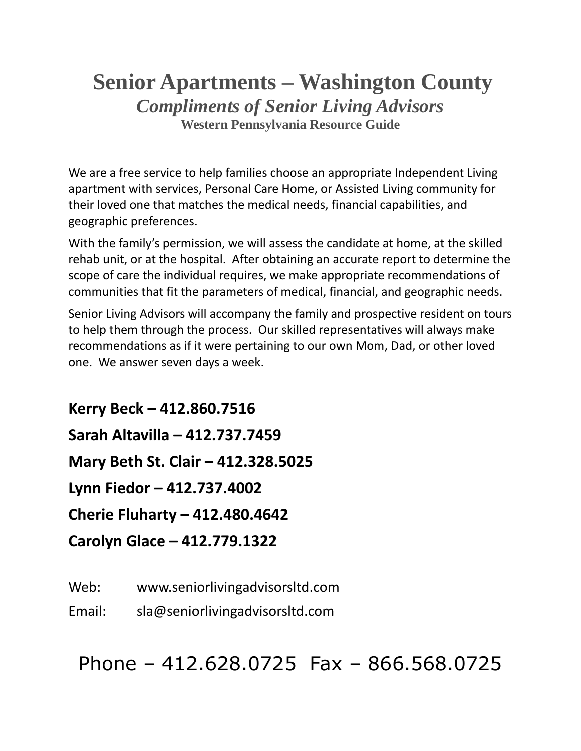# Senior Apartments – Washington County

## *Compliments of Senior Living Advisors*

### Western Pennsylvania Resource Guide

We are a free service to help families choose an appropriate Independent Living apartment with services, Personal Care Home, or Assisted Living community for their loved one that matches the medical needs, financial capabilities, and geographic preferences.

With the family's permission, we will assess the candidate at home, at the skilled rehab unit, or at the hospital. After obtaining an accurate report to determine the scope of care the individual requires, we make appropriate recommendations of communities that fit the parameters of medical, financial, and geographic needs.

Senior Living Advisors will accompany the family and prospective resident on tours to help them through the process. Our skilled representatives will always make recommendations as if it were pertaining to our own Mom, Dad, or other loved one. We answer seven days a week.

**Kerry Beck – 412.860.7516**

**Sarah Altavilla – 412.737.7459**

**Mary Beth St. Clair – 412.328.5025**

**Lynn Fiedor – 412.737.4002**

**Cherie Fluharty – 412.480.4642**

**Carolyn Glace – 412.779.1322**

Web: www.seniorlivingadvisorsltd.com

Email: sla@seniorlivingadvisorsltd.com

Phone – 412.628.0725 Fax – 866.568.0725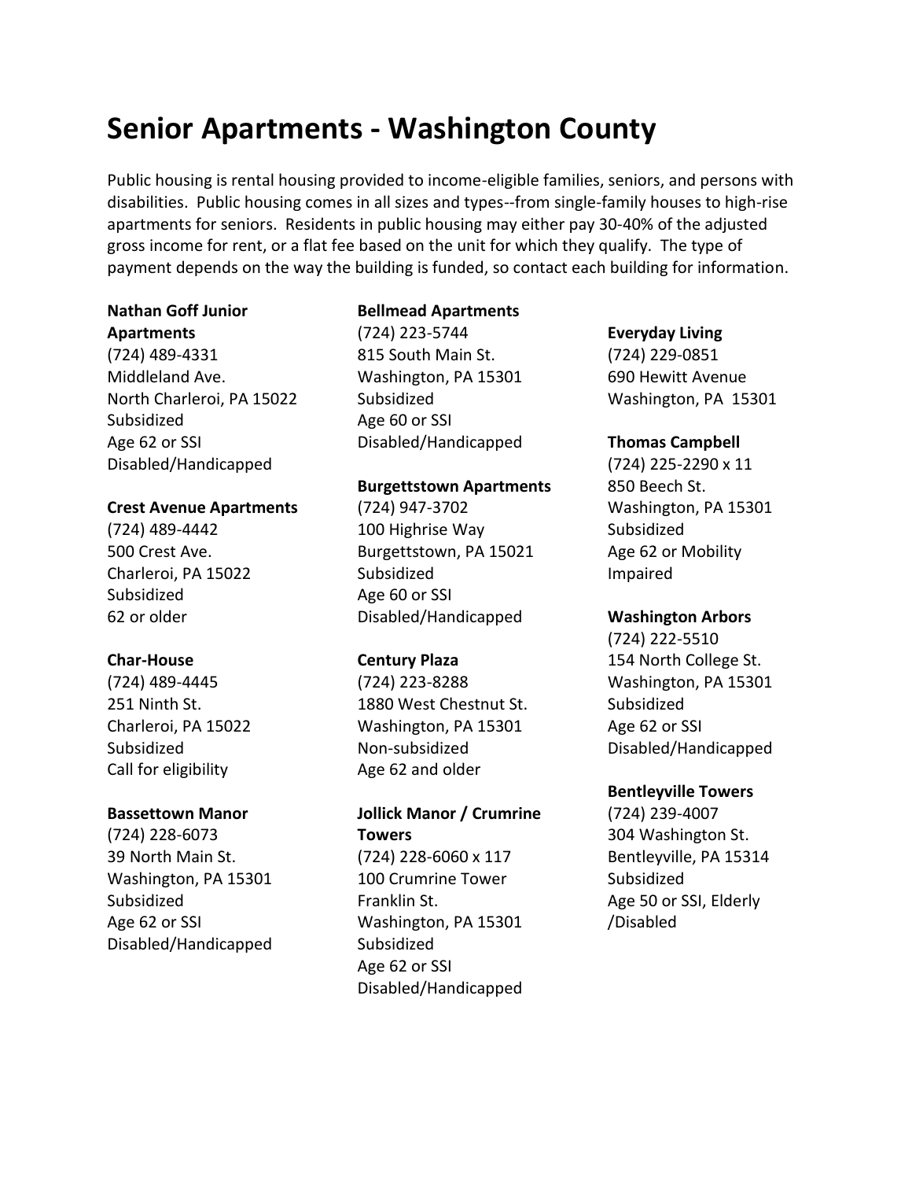# Senior Apartments - Washington County

Public housing is rental housing provided to income-eligible families, seniors, and persons with disabilities. Public housing comes in all sizes and types--from single-family houses to high-rise apartments for seniors. Residents in public housing may either pay 30-40% of the adjusted gross income for rent, or a flat fee based on the unit for which they qualify. The type of payment depends on the way the building is funded, so contact each building for information.

**Nathan Goff Junior Apartments**
(724) 489-4331
Middleland Ave.
North Charleroi, PA 15022
Subsidized
Age 62 or SSI
Disabled/Handicapped

**Crest Avenue Apartments**
(724) 489-4442
500 Crest Ave.
Charleroi, PA 15022
Subsidized
62 or older

**Char-House**
(724) 489-4445
251 Ninth St.
Charleroi, PA 15022
Subsidized
Call for eligibility

**Bassettown Manor**
(724) 228-6073
39 North Main St.
Washington, PA 15301
Subsidized
Age 62 or SSI
Disabled/Handicapped

**Bellmead Apartments**
(724) 223-5744
815 South Main St.
Washington, PA 15301
Subsidized
Age 60 or SSI
Disabled/Handicapped

**Burgettstown Apartments**
(724) 947-3702
100 Highrise Way
Burgettstown, PA 15021
Subsidized
Age 60 or SSI
Disabled/Handicapped

**Century Plaza**
(724) 223-8288
1880 West Chestnut St.
Washington, PA 15301
Non-subsidized
Age 62 and older

**Jollick Manor / Crumrine Towers**
(724) 228-6060 x 117
100 Crumrine Tower
Franklin St.
Washington, PA 15301
Subsidized
Age 62 or SSI
Disabled/Handicapped

**Everyday Living**
(724) 229-0851
690 Hewitt Avenue
Washington, PA 15301

**Thomas Campbell**
(724) 225-2290 x 11
850 Beech St.
Washington, PA 15301
Subsidized
Age 62 or Mobility Impaired

**Washington Arbors**
(724) 222-5510
154 North College St.
Washington, PA 15301
Subsidized
Age 62 or SSI
Disabled/Handicapped

**Bentleyville Towers**
(724) 239-4007
304 Washington St.
Bentleyville, PA 15314
Subsidized
Age 50 or SSI, Elderly /Disabled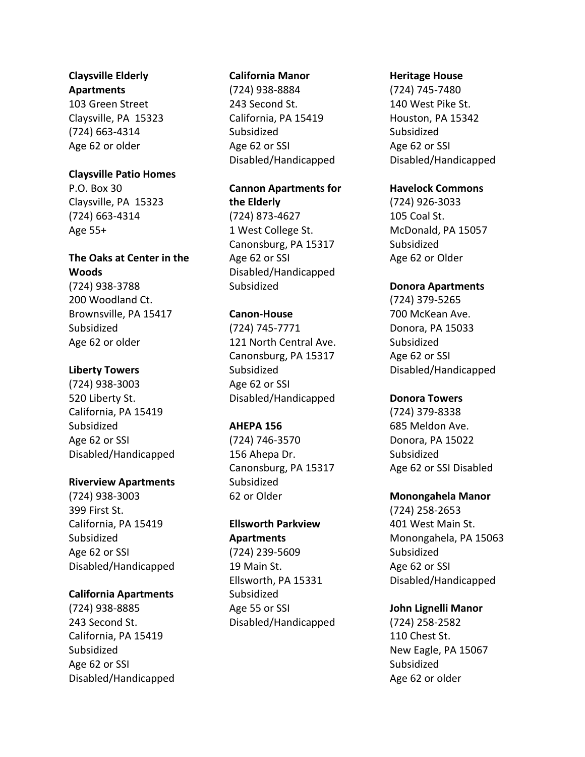**Claysville Elderly Apartments**
103 Green Street
Claysville, PA  15323
(724) 663-4314
Age 62 or older

**Claysville Patio Homes**
P.O. Box 30
Claysville, PA  15323
(724) 663-4314
Age 55+

**The Oaks at Center in the Woods**
(724) 938-3788
200 Woodland Ct.
Brownsville, PA 15417
Subsidized
Age 62 or older

**Liberty Towers**
(724) 938-3003
520 Liberty St.
California, PA 15419
Subsidized
Age 62 or SSI
Disabled/Handicapped

**Riverview Apartments**
(724) 938-3003
399 First St.
California, PA 15419
Subsidized
Age 62 or SSI
Disabled/Handicapped

**California Apartments**
(724) 938-8885
243 Second St.
California, PA 15419
Subsidized
Age 62 or SSI
Disabled/Handicapped

**California Manor**
(724) 938-8884
243 Second St.
California, PA 15419
Subsidized
Age 62 or SSI
Disabled/Handicapped

**Cannon Apartments for the Elderly**
(724) 873-4627
1 West College St.
Canonsburg, PA 15317
Age 62 or SSI
Disabled/Handicapped
Subsidized

**Canon-House**
(724) 745-7771
121 North Central Ave.
Canonsburg, PA 15317
Subsidized
Age 62 or SSI
Disabled/Handicapped

**AHEPA 156**
(724) 746-3570
156 Ahepa Dr.
Canonsburg, PA 15317
Subsidized
62 or Older

**Ellsworth Parkview Apartments**
(724) 239-5609
19 Main St.
Ellsworth, PA 15331
Subsidized
Age 55 or SSI
Disabled/Handicapped

**Heritage House**
(724) 745-7480
140 West Pike St.
Houston, PA 15342
Subsidized
Age 62 or SSI
Disabled/Handicapped

**Havelock Commons**
(724) 926-3033
105 Coal St.
McDonald, PA 15057
Subsidized
Age 62 or Older

**Donora Apartments**
(724) 379-5265
700 McKean Ave.
Donora, PA 15033
Subsidized
Age 62 or SSI
Disabled/Handicapped

**Donora Towers**
(724) 379-8338
685 Meldon Ave.
Donora, PA 15022
Subsidized
Age 62 or SSI Disabled

**Monongahela Manor**
(724) 258-2653
401 West Main St.
Monongahela, PA 15063
Subsidized
Age 62 or SSI
Disabled/Handicapped

**John Lignelli Manor**
(724) 258-2582
110 Chest St.
New Eagle, PA 15067
Subsidized
Age 62 or older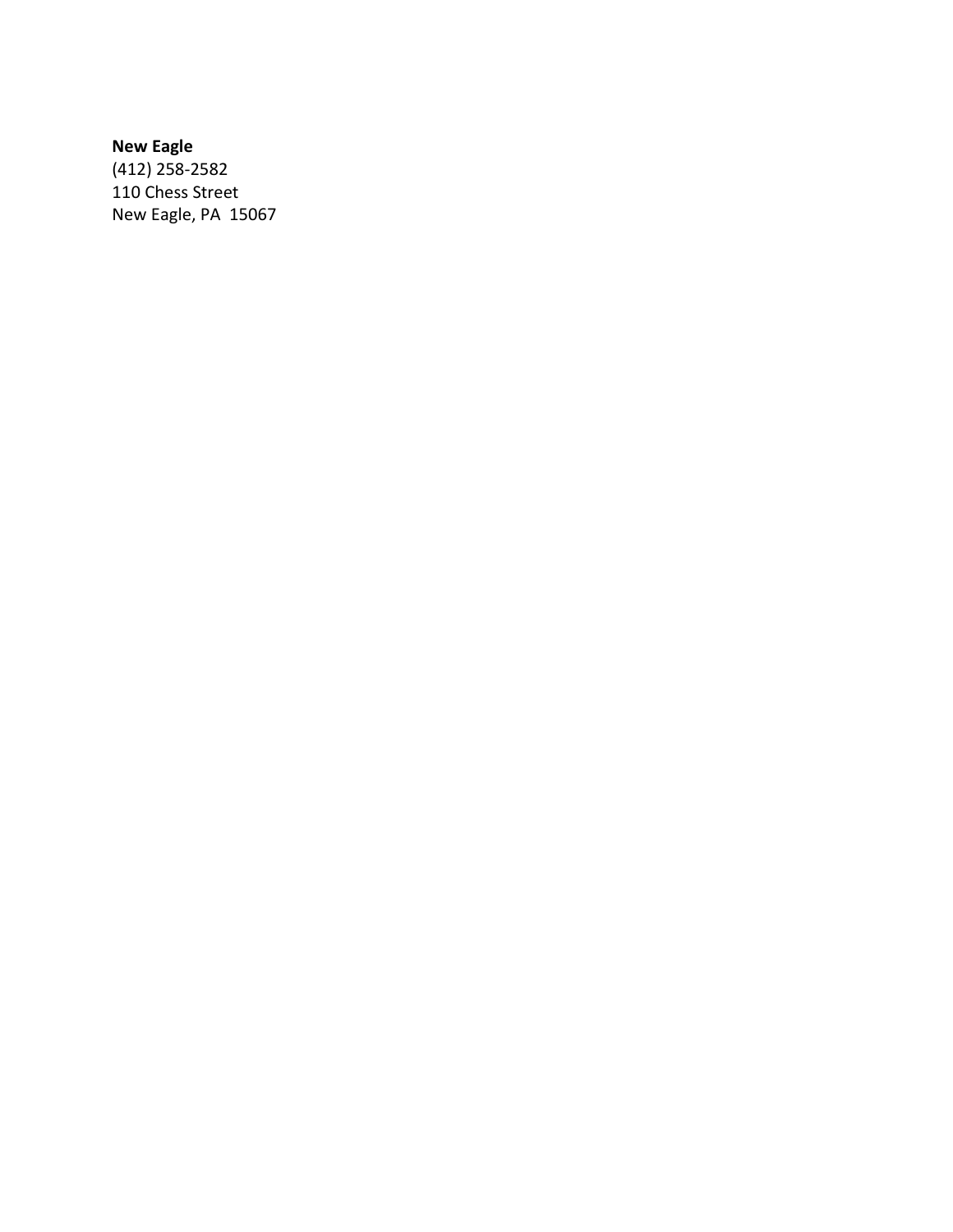**New Eagle**
(412) 258-2582
110 Chess Street
New Eagle, PA  15067